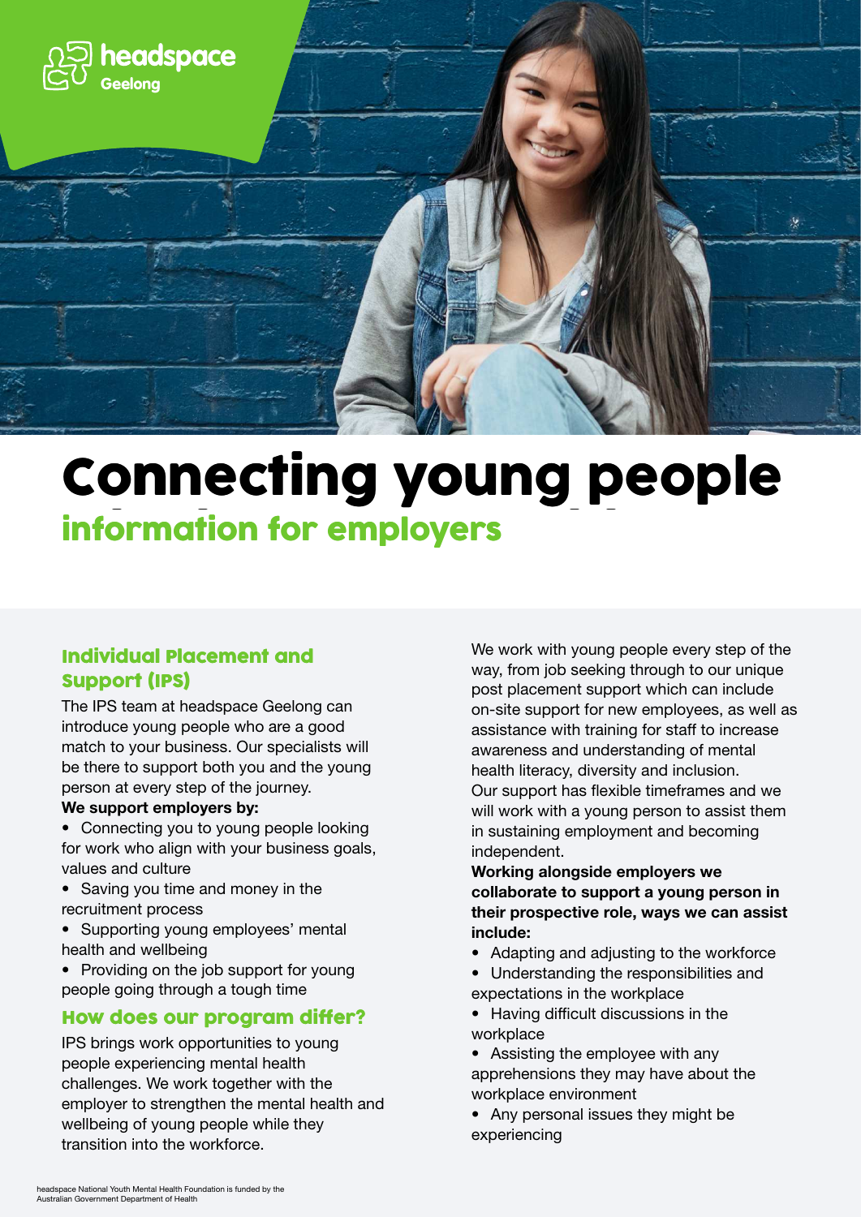headspace Geelong

# Connecting young people

## information for employers

### Individual Placement and Support (IPS)

The IPS team at headspace Geelong can introduce young people who are a good match to your business. Our specialists will be there to support both you and the young person at every step of the journey.

**We support employers by:**

- Connecting you to young people looking for work who align with your business goals, values and culture
- Saving you time and money in the recruitment process
- Supporting young employees' mental health and wellbeing
- Providing on the job support for young people going through a tough time

### How does our program differ?

IPS brings work opportunities to young people experiencing mental health challenges. We work together with the employer to strengthen the mental health and wellbeing of young people while they transition into the workforce.

We work with young people every step of the way, from job seeking through to our unique post placement support which can include on-site support for new employees, as well as assistance with training for staff to increase awareness and understanding of mental health literacy, diversity and inclusion.

Our support has flexible timeframes and we will work with a young person to assist them in sustaining employment and becoming independent.

**Working alongside employers we collaborate to support a young person in their prospective role, ways we can assist include:**

- Adapting and adjusting to the workforce
- Understanding the responsibilities and expectations in the workplace
- Having difficult discussions in the workplace
- Assisting the employee with any apprehensions they may have about the workplace environment
- Any personal issues they might be experiencing

headspace National Youth Mental Health Foundation is funded by the Australian Government Department of Health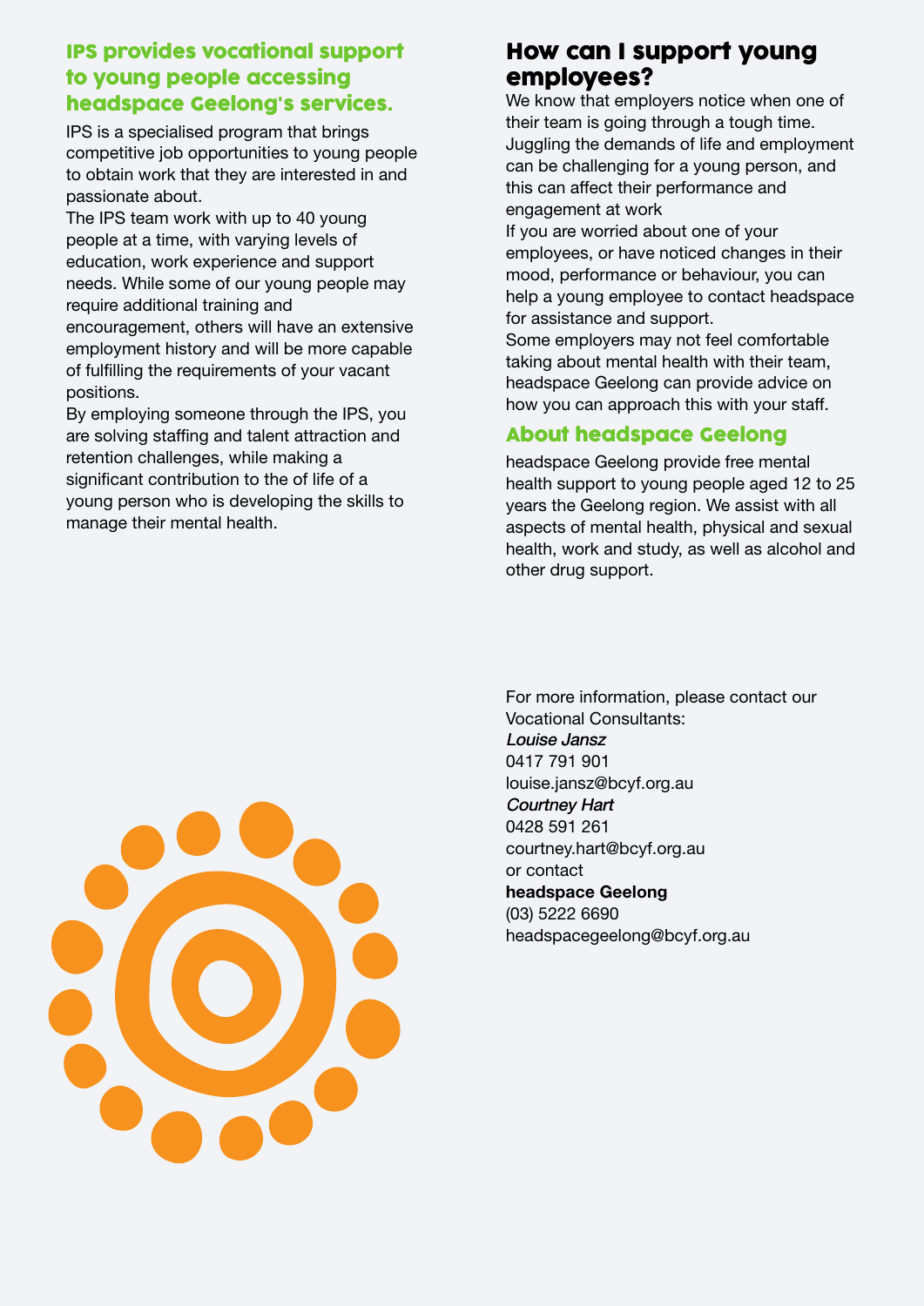## IPS provides vocational support to young people accessing headspace Geelong's services.

IPS is a specialised program that brings competitive job opportunities to young people to obtain work that they are interested in and passionate about.

The IPS team work with up to 40 young people at a time, with varying levels of education, work experience and support needs. While some of our young people may require additional training and encouragement, others will have an extensive employment history and will be more capable of fulfilling the requirements of your vacant positions.

By employing someone through the IPS, you are solving staffing and talent attraction and retention challenges, while making a significant contribution to the of life of a young person who is developing the skills to manage their mental health.

## How can I support young employees?

We know that employers notice when one of their team is going through a tough time. Juggling the demands of life and employment can be challenging for a young person, and this can affect their performance and engagement at work

If you are worried about one of your employees, or have noticed changes in their mood, performance or behaviour, you can help a young employee to contact headspace for assistance and support.

Some employers may not feel comfortable taking about mental health with their team, headspace Geelong can provide advice on how you can approach this with your staff.

## About headspace Geelong

headspace Geelong provide free mental health support to young people aged 12 to 25 years the Geelong region. We assist with all aspects of mental health, physical and sexual health, work and study, as well as alcohol and other drug support.

For more information, please contact our Vocational Consultants:

*Louise Jansz*
0417 791 901
louise.jansz@bcyf.org.au

*Courtney Hart*
0428 591 261
courtney.hart@bcyf.org.au

or contact

**headspace Geelong**
(03) 5222 6690
headspacegeelong@bcyf.org.au